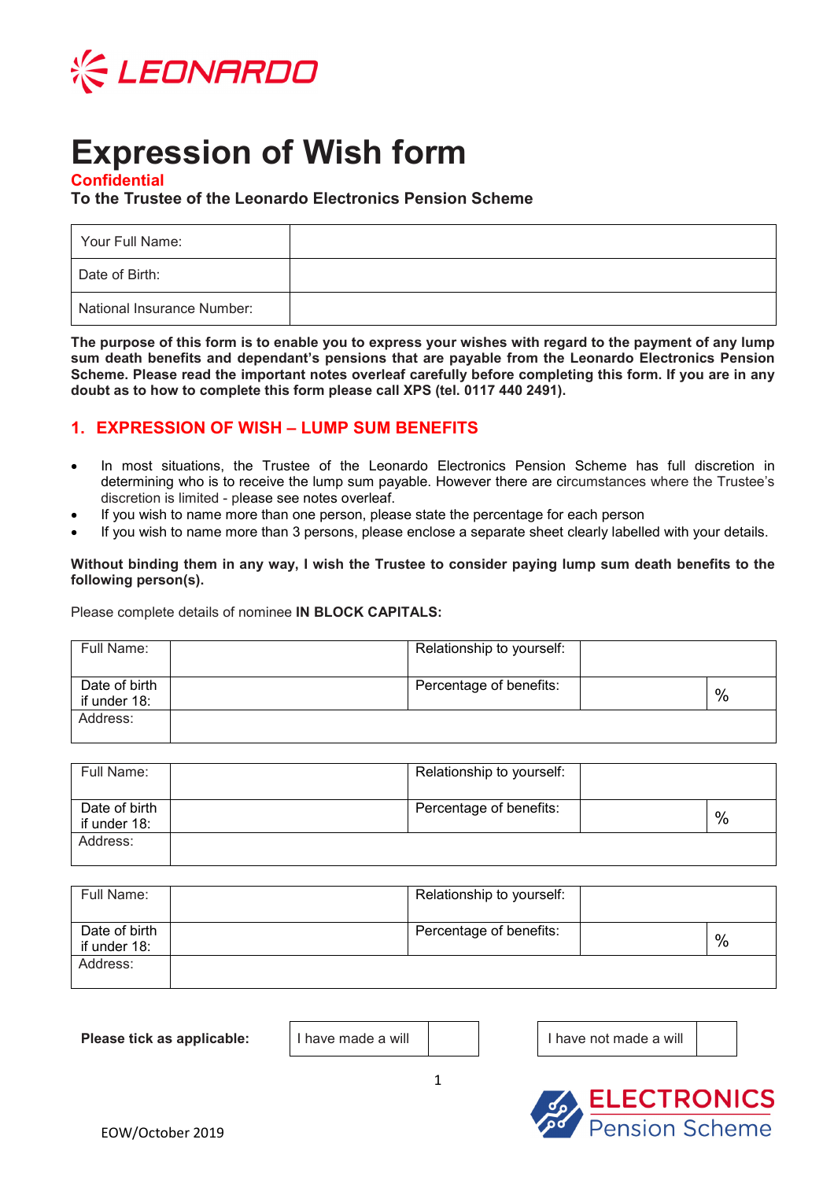# Expression of Wish form

**Confidential**

**To the Trustee of the Leonardo Electronics Pension Scheme**

| Your Full Name: | |
|---|---|
| Date of Birth: | |
| National Insurance Number: | |

**The purpose of this form is to enable you to express your wishes with regard to the payment of any lump sum death benefits and dependant's pensions that are payable from the Leonardo Electronics Pension Scheme. Please read the important notes overleaf carefully before completing this form. If you are in any doubt as to how to complete this form please call XPS (tel. 0117 440 2491).**

## 1. EXPRESSION OF WISH – LUMP SUM BENEFITS

- In most situations, the Trustee of the Leonardo Electronics Pension Scheme has full discretion in determining who is to receive the lump sum payable. However there are circumstances where the Trustee's discretion is limited - please see notes overleaf.
- If you wish to name more than one person, please state the percentage for each person
- If you wish to name more than 3 persons, please enclose a separate sheet clearly labelled with your details.

**Without binding them in any way, I wish the Trustee to consider paying lump sum death benefits to the following person(s).**

Please complete details of nominee **IN BLOCK CAPITALS:**

| Full Name: | | Relationship to yourself: | | |
|---|---|---|---|---|
| Date of birth if under 18: | | Percentage of benefits: | | % |
| Address: | | | | |

| Full Name: | | Relationship to yourself: | | |
|---|---|---|---|---|
| Date of birth if under 18: | | Percentage of benefits: | | % |
| Address: | | | | |

| Full Name: | | Relationship to yourself: | | |
|---|---|---|---|---|
| Date of birth if under 18: | | Percentage of benefits: | | % |
| Address: | | | | |

**Please tick as applicable:**

| I have made a will | | I have not made a will | |
|---|---|---|---|

EOW/October 2019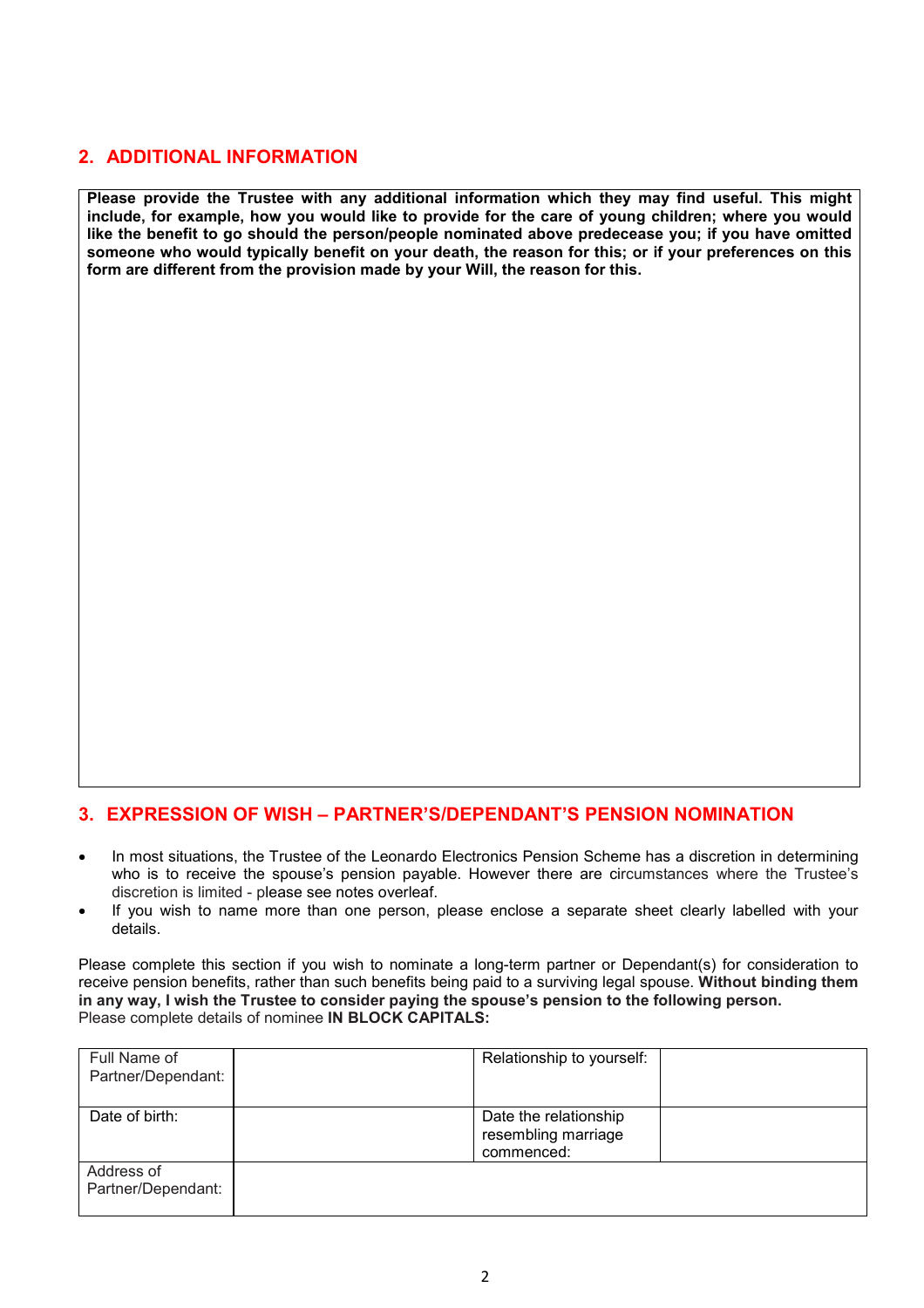## 2. ADDITIONAL INFORMATION

**Please provide the Trustee with any additional information which they may find useful. This might include, for example, how you would like to provide for the care of young children; where you would like the benefit to go should the person/people nominated above predecease you; if you have omitted someone who would typically benefit on your death, the reason for this; or if your preferences on this form are different from the provision made by your Will, the reason for this.**

## 3. EXPRESSION OF WISH – PARTNER'S/DEPENDANT'S PENSION NOMINATION

- In most situations, the Trustee of the Leonardo Electronics Pension Scheme has a discretion in determining who is to receive the spouse's pension payable. However there are circumstances where the Trustee's discretion is limited - please see notes overleaf.
- If you wish to name more than one person, please enclose a separate sheet clearly labelled with your details.

Please complete this section if you wish to nominate a long-term partner or Dependant(s) for consideration to receive pension benefits, rather than such benefits being paid to a surviving legal spouse. **Without binding them in any way, I wish the Trustee to consider paying the spouse's pension to the following person.**
Please complete details of nominee **IN BLOCK CAPITALS:**

| Full Name of Partner/Dependant: | | Relationship to yourself: | |
|---|---|---|---|
| Date of birth: | | Date the relationship resembling marriage commenced: | |
| Address of Partner/Dependant: | | | |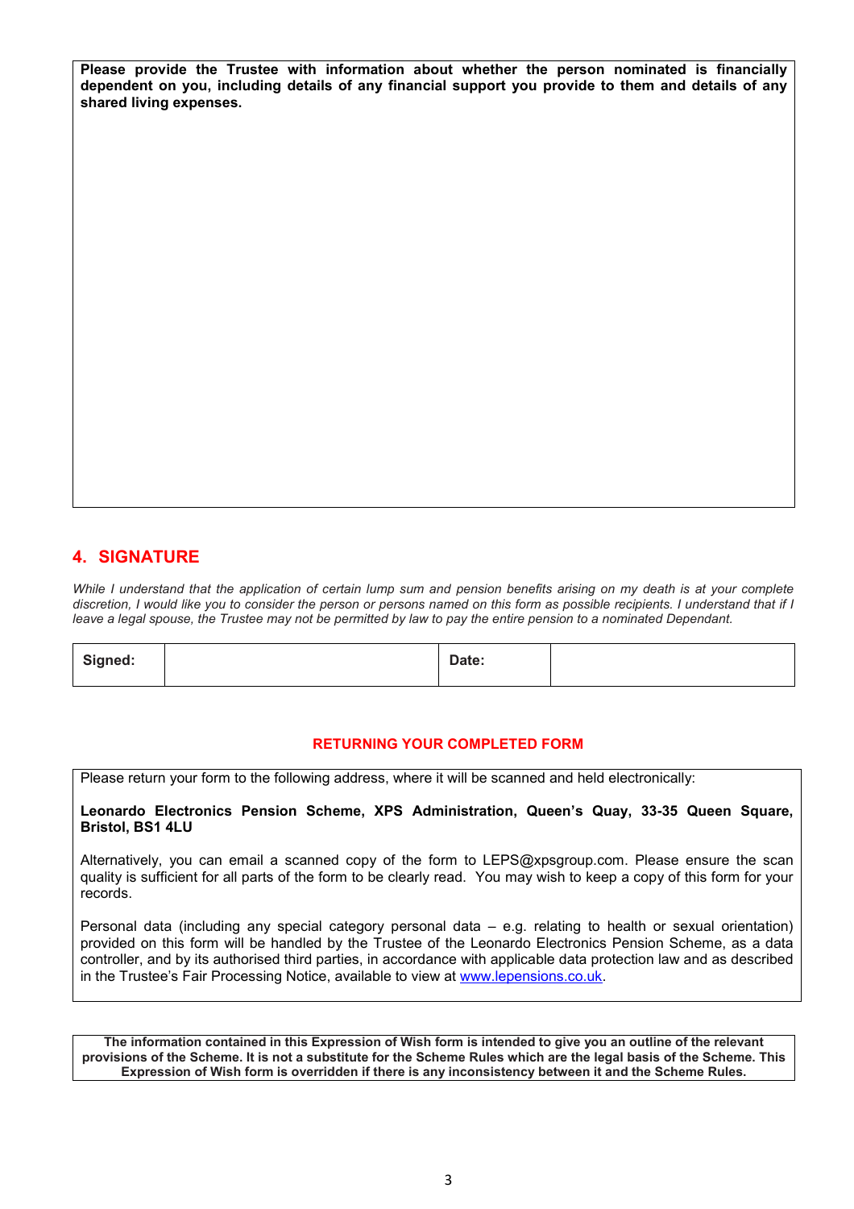**Please provide the Trustee with information about whether the person nominated is financially dependent on you, including details of any financial support you provide to them and details of any shared living expenses.**

## 4. SIGNATURE

*While I understand that the application of certain lump sum and pension benefits arising on my death is at your complete discretion, I would like you to consider the person or persons named on this form as possible recipients. I understand that if I leave a legal spouse, the Trustee may not be permitted by law to pay the entire pension to a nominated Dependant.*

| **Signed:** | | **Date:** | |
|---|---|---|---|

**RETURNING YOUR COMPLETED FORM**

Please return your form to the following address, where it will be scanned and held electronically:

**Leonardo Electronics Pension Scheme, XPS Administration, Queen's Quay, 33-35 Queen Square, Bristol, BS1 4LU**

Alternatively, you can email a scanned copy of the form to LEPS@xpsgroup.com. Please ensure the scan quality is sufficient for all parts of the form to be clearly read. You may wish to keep a copy of this form for your records.

Personal data (including any special category personal data – e.g. relating to health or sexual orientation) provided on this form will be handled by the Trustee of the Leonardo Electronics Pension Scheme, as a data controller, and by its authorised third parties, in accordance with applicable data protection law and as described in the Trustee's Fair Processing Notice, available to view at www.lepensions.co.uk.

**The information contained in this Expression of Wish form is intended to give you an outline of the relevant provisions of the Scheme. It is not a substitute for the Scheme Rules which are the legal basis of the Scheme. This Expression of Wish form is overridden if there is any inconsistency between it and the Scheme Rules.**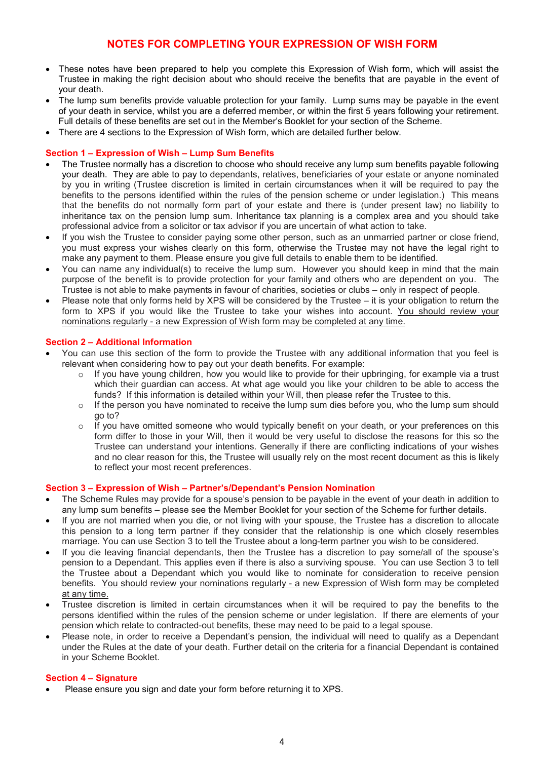# NOTES FOR COMPLETING YOUR EXPRESSION OF WISH FORM

- These notes have been prepared to help you complete this Expression of Wish form, which will assist the Trustee in making the right decision about who should receive the benefits that are payable in the event of your death.
- The lump sum benefits provide valuable protection for your family. Lump sums may be payable in the event of your death in service, whilst you are a deferred member, or within the first 5 years following your retirement. Full details of these benefits are set out in the Member's Booklet for your section of the Scheme.
- There are 4 sections to the Expression of Wish form, which are detailed further below.

## Section 1 – Expression of Wish – Lump Sum Benefits

- The Trustee normally has a discretion to choose who should receive any lump sum benefits payable following your death. They are able to pay to dependants, relatives, beneficiaries of your estate or anyone nominated by you in writing (Trustee discretion is limited in certain circumstances when it will be required to pay the benefits to the persons identified within the rules of the pension scheme or under legislation.) This means that the benefits do not normally form part of your estate and there is (under present law) no liability to inheritance tax on the pension lump sum. Inheritance tax planning is a complex area and you should take professional advice from a solicitor or tax advisor if you are uncertain of what action to take.
- If you wish the Trustee to consider paying some other person, such as an unmarried partner or close friend, you must express your wishes clearly on this form, otherwise the Trustee may not have the legal right to make any payment to them. Please ensure you give full details to enable them to be identified.
- You can name any individual(s) to receive the lump sum. However you should keep in mind that the main purpose of the benefit is to provide protection for your family and others who are dependent on you. The Trustee is not able to make payments in favour of charities, societies or clubs – only in respect of people.
- Please note that only forms held by XPS will be considered by the Trustee – it is your obligation to return the form to XPS if you would like the Trustee to take your wishes into account. <u>You should review your nominations regularly - a new Expression of Wish form may be completed at any time.</u>

## Section 2 – Additional Information

- You can use this section of the form to provide the Trustee with any additional information that you feel is relevant when considering how to pay out your death benefits. For example:
  - If you have young children, how you would like to provide for their upbringing, for example via a trust which their guardian can access. At what age would you like your children to be able to access the funds? If this information is detailed within your Will, then please refer the Trustee to this.
  - If the person you have nominated to receive the lump sum dies before you, who the lump sum should go to?
  - If you have omitted someone who would typically benefit on your death, or your preferences on this form differ to those in your Will, then it would be very useful to disclose the reasons for this so the Trustee can understand your intentions. Generally if there are conflicting indications of your wishes and no clear reason for this, the Trustee will usually rely on the most recent document as this is likely to reflect your most recent preferences.

## Section 3 – Expression of Wish – Partner's/Dependant's Pension Nomination

- The Scheme Rules may provide for a spouse's pension to be payable in the event of your death in addition to any lump sum benefits – please see the Member Booklet for your section of the Scheme for further details.
- If you are not married when you die, or not living with your spouse, the Trustee has a discretion to allocate this pension to a long term partner if they consider that the relationship is one which closely resembles marriage. You can use Section 3 to tell the Trustee about a long-term partner you wish to be considered.
- If you die leaving financial dependants, then the Trustee has a discretion to pay some/all of the spouse's pension to a Dependant. This applies even if there is also a surviving spouse. You can use Section 3 to tell the Trustee about a Dependant which you would like to nominate for consideration to receive pension benefits. <u>You should review your nominations regularly - a new Expression of Wish form may be completed at any time.</u>
- Trustee discretion is limited in certain circumstances when it will be required to pay the benefits to the persons identified within the rules of the pension scheme or under legislation. If there are elements of your pension which relate to contracted-out benefits, these may need to be paid to a legal spouse.
- Please note, in order to receive a Dependant's pension, the individual will need to qualify as a Dependant under the Rules at the date of your death. Further detail on the criteria for a financial Dependant is contained in your Scheme Booklet.

## Section 4 – Signature

- Please ensure you sign and date your form before returning it to XPS.